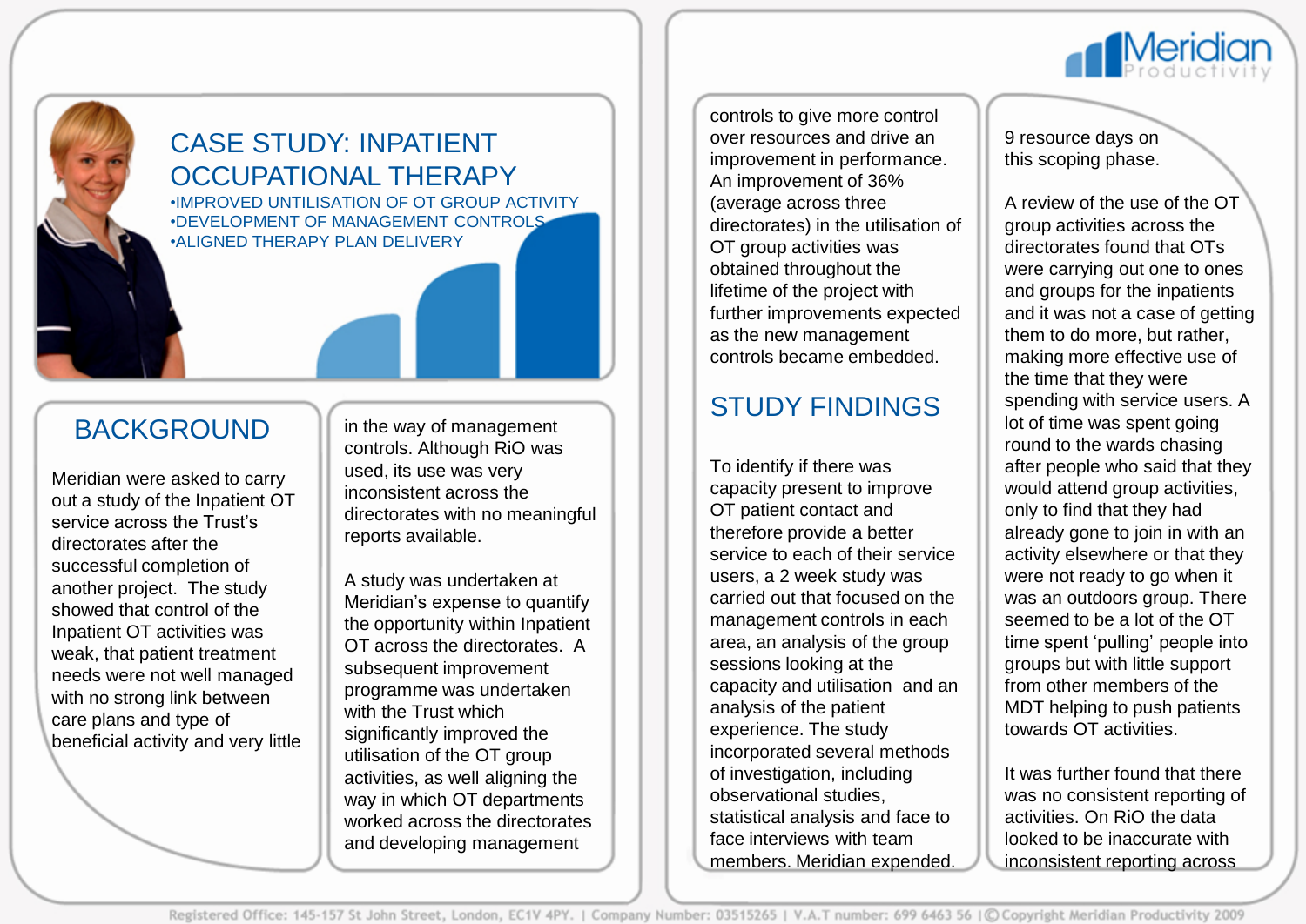# CASE STUDY: INPATIENT OCCUPATIONAL THERAPY

- IMPROVED UTILISATION OF OT GROUP ACTIVITY
- DEVELOPMENT OF MANAGEMENT CONTROLS
- ALIGNED THERAPY PLAN DELIVERY

## BACKGROUND

Meridian were asked to carry out a study of the Inpatient OT service across the Trust's directorates after the successful completion of another project. The study showed that control of the Inpatient OT activities was weak, that patient treatment needs were not well managed with no strong link between care plans and type of beneficial activity and very little in the way of management controls. Although RiO was used, its use was very inconsistent across the directorates with no meaningful reports available.

A study was undertaken at Meridian's expense to quantify the opportunity within Inpatient OT across the directorates. A subsequent improvement programme was undertaken with the Trust which significantly improved the utilisation of the OT group activities, as well aligning the way in which OT departments worked across the directorates and developing management controls to give more control over resources and drive an improvement in performance. An improvement of 36% (average across three directorates) in the utilisation of OT group activities was obtained throughout the lifetime of the project with further improvements expected as the new management controls became embedded.

## STUDY FINDINGS

To identify if there was capacity present to improve OT patient contact and therefore provide a better service to each of their service users, a 2 week study was carried out that focused on the management controls in each area, an analysis of the group sessions looking at the capacity and utilisation and an analysis of the patient experience. The study incorporated several methods of investigation, including observational studies, statistical analysis and face to face interviews with team members. Meridian expended 9 resource days on this scoping phase.

A review of the use of the OT group activities across the directorates found that OTs were carrying out one to ones and groups for the inpatients and it was not a case of getting them to do more, but rather, making more effective use of the time that they were spending with service users. A lot of time was spent going round to the wards chasing after people who said that they would attend group activities, only to find that they had already gone to join in with an activity elsewhere or that they were not ready to go when it was an outdoors group. There seemed to be a lot of the OT time spent 'pulling' people into groups but with little support from other members of the MDT helping to push patients towards OT activities.

It was further found that there was no consistent reporting of activities. On RiO the data looked to be inaccurate with inconsistent reporting across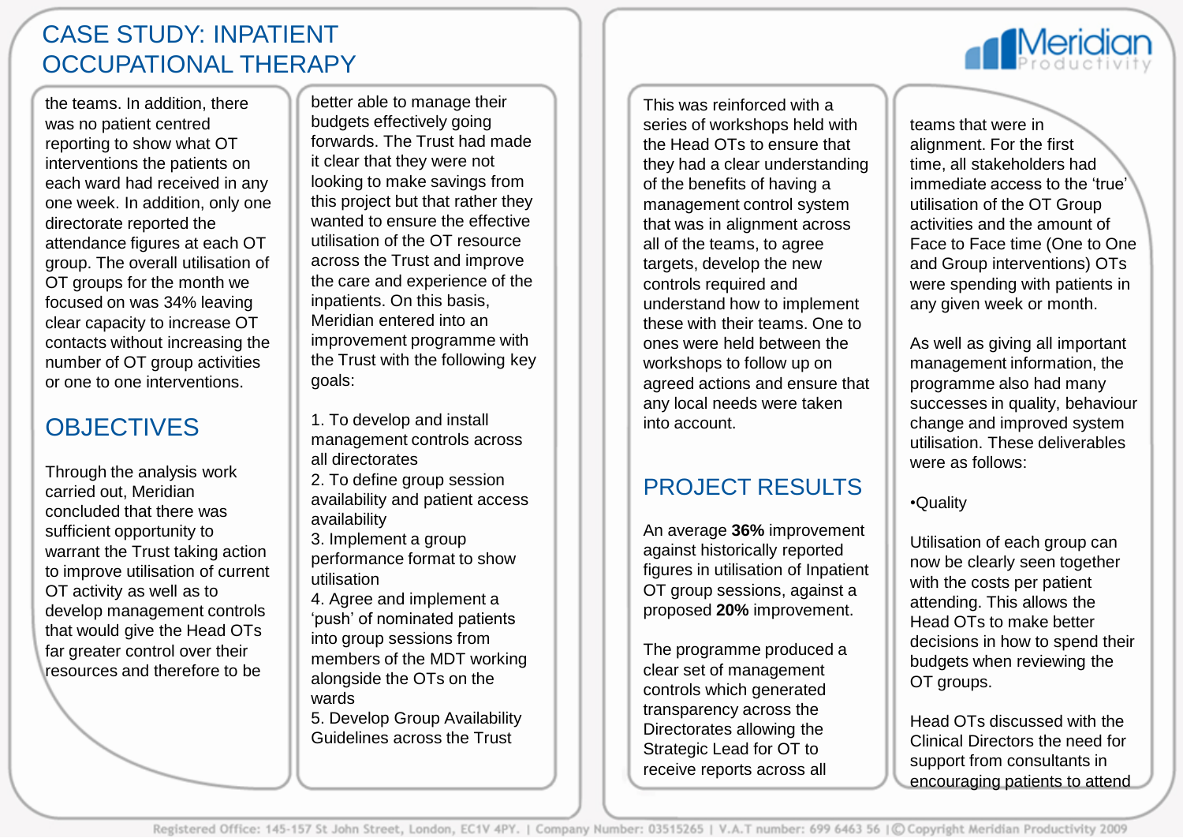# CASE STUDY: INPATIENT OCCUPATIONAL THERAPY

the teams. In addition, there was no patient centred reporting to show what OT interventions the patients on each ward had received in any one week. In addition, only one directorate reported the attendance figures at each OT group. The overall utilisation of OT groups for the month we focused on was 34% leaving clear capacity to increase OT contacts without increasing the number of OT group activities or one to one interventions.

## OBJECTIVES

Through the analysis work carried out, Meridian concluded that there was sufficient opportunity to warrant the Trust taking action to improve utilisation of current OT activity as well as to develop management controls that would give the Head OTs far greater control over their resources and therefore to be better able to manage their budgets effectively going forwards. The Trust had made it clear that they were not looking to make savings from this project but that rather they wanted to ensure the effective utilisation of the OT resource across the Trust and improve the care and experience of the inpatients. On this basis, Meridian entered into an improvement programme with the Trust with the following key goals:

1. To develop and install management controls across all directorates
2. To define group session availability and patient access availability
3. Implement a group performance format to show utilisation
4. Agree and implement a 'push' of nominated patients into group sessions from members of the MDT working alongside the OTs on the wards
5. Develop Group Availability Guidelines across the Trust

This was reinforced with a series of workshops held with the Head OTs to ensure that they had a clear understanding of the benefits of having a management control system that was in alignment across all of the teams, to agree targets, develop the new controls required and understand how to implement these with their teams. One to ones were held between the workshops to follow up on agreed actions and ensure that any local needs were taken into account.

## PROJECT RESULTS

An average **36%** improvement against historically reported figures in utilisation of Inpatient OT group sessions, against a proposed **20%** improvement.

The programme produced a clear set of management controls which generated transparency across the Directorates allowing the Strategic Lead for OT to receive reports across all teams that were in alignment. For the first time, all stakeholders had immediate access to the 'true' utilisation of the OT Group activities and the amount of Face to Face time (One to One and Group interventions) OTs were spending with patients in any given week or month.

As well as giving all important management information, the programme also had many successes in quality, behaviour change and improved system utilisation. These deliverables were as follows:

•Quality

Utilisation of each group can now be clearly seen together with the costs per patient attending. This allows the Head OTs to make better decisions in how to spend their budgets when reviewing the OT groups.

Head OTs discussed with the Clinical Directors the need for support from consultants in encouraging patients to attend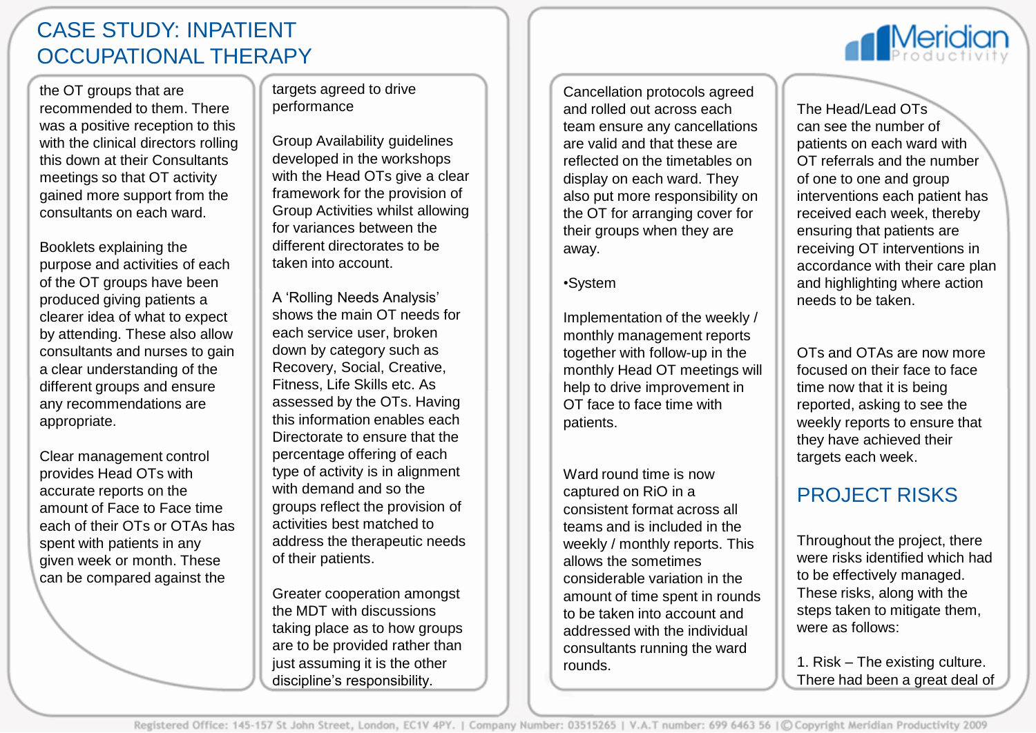# CASE STUDY: INPATIENT OCCUPATIONAL THERAPY

the OT groups that are recommended to them. There was a positive reception to this with the clinical directors rolling this down at their Consultants meetings so that OT activity gained more support from the consultants on each ward.

Booklets explaining the purpose and activities of each of the OT groups have been produced giving patients a clearer idea of what to expect by attending. These also allow consultants and nurses to gain a clear understanding of the different groups and ensure any recommendations are appropriate.

Clear management control provides Head OTs with accurate reports on the amount of Face to Face time each of their OTs or OTAs has spent with patients in any given week or month. These can be compared against the targets agreed to drive performance

Group Availability guidelines developed in the workshops with the Head OTs give a clear framework for the provision of Group Activities whilst allowing for variances between the different directorates to be taken into account.

A 'Rolling Needs Analysis' shows the main OT needs for each service user, broken down by category such as Recovery, Social, Creative, Fitness, Life Skills etc. As assessed by the OTs. Having this information enables each Directorate to ensure that the percentage offering of each type of activity is in alignment with demand and so the groups reflect the provision of activities best matched to address the therapeutic needs of their patients.

Greater cooperation amongst the MDT with discussions taking place as to how groups are to be provided rather than just assuming it is the other discipline's responsibility.

Cancellation protocols agreed and rolled out across each team ensure any cancellations are valid and that these are reflected on the timetables on display on each ward. They also put more responsibility on the OT for arranging cover for their groups when they are away.

•System

Implementation of the weekly / monthly management reports together with follow-up in the monthly Head OT meetings will help to drive improvement in OT face to face time with patients.

Ward round time is now captured on RiO in a consistent format across all teams and is included in the weekly / monthly reports. This allows the sometimes considerable variation in the amount of time spent in rounds to be taken into account and addressed with the individual consultants running the ward rounds.

The Head/Lead OTs can see the number of patients on each ward with OT referrals and the number of one to one and group interventions each patient has received each week, thereby ensuring that patients are receiving OT interventions in accordance with their care plan and highlighting where action needs to be taken.

OTs and OTAs are now more focused on their face to face time now that it is being reported, asking to see the weekly reports to ensure that they have achieved their targets each week.

## PROJECT RISKS

Throughout the project, there were risks identified which had to be effectively managed. These risks, along with the steps taken to mitigate them, were as follows:

1. Risk – The existing culture. There had been a great deal of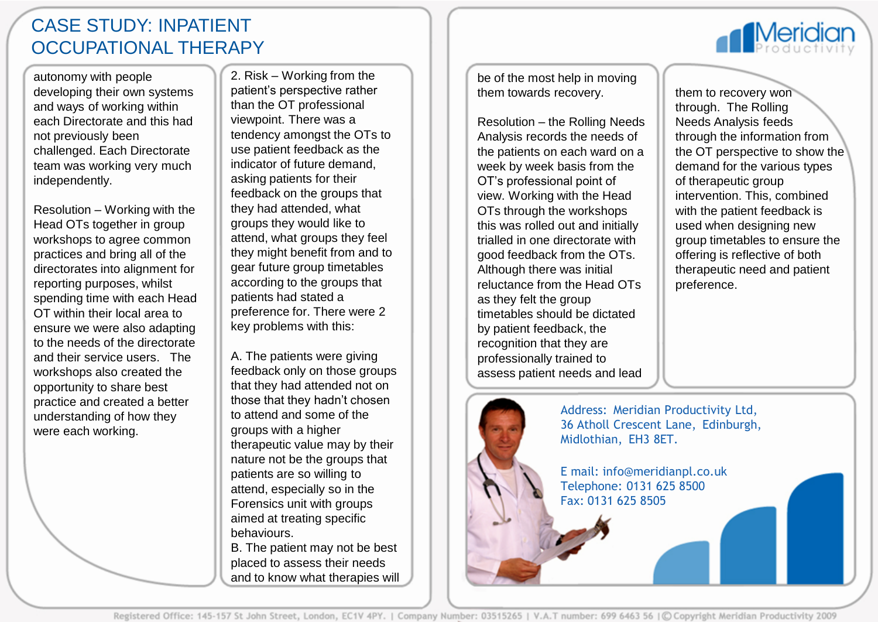# CASE STUDY: INPATIENT OCCUPATIONAL THERAPY

autonomy with people developing their own systems and ways of working within each Directorate and this had not previously been challenged. Each Directorate team was working very much independently.

Resolution – Working with the Head OTs together in group workshops to agree common practices and bring all of the directorates into alignment for reporting purposes, whilst spending time with each Head OT within their local area to ensure we were also adapting to the needs of the directorate and their service users. The workshops also created the opportunity to share best practice and created a better understanding of how they were each working.

2. Risk – Working from the patient's perspective rather than the OT professional viewpoint. There was a tendency amongst the OTs to use patient feedback as the indicator of future demand, asking patients for their feedback on the groups that they had attended, what groups they would like to attend, what groups they feel they might benefit from and to gear future group timetables according to the groups that patients had stated a preference for. There were 2 key problems with this:

A. The patients were giving feedback only on those groups that they had attended not on those that they hadn't chosen to attend and some of the groups with a higher therapeutic value may by their nature not be the groups that patients are so willing to attend, especially so in the Forensics unit with groups aimed at treating specific behaviours.
B. The patient may not be best placed to assess their needs and to know what therapies will be of the most help in moving them towards recovery.

Resolution – the Rolling Needs Analysis records the needs of the patients on each ward on a week by week basis from the OT's professional point of view. Working with the Head OTs through the workshops this was rolled out and initially trialled in one directorate with good feedback from the OTs. Although there was initial reluctance from the Head OTs as they felt the group timetables should be dictated by patient feedback, the recognition that they are professionally trained to assess patient needs and lead them to recovery won through. The Rolling Needs Analysis feeds through the information from the OT perspective to show the demand for the various types of therapeutic group intervention. This, combined with the patient feedback is used when designing new group timetables to ensure the offering is reflective of both therapeutic need and patient preference.

Meridian Productivity

Address: Meridian Productivity Ltd,
36 Atholl Crescent Lane, Edinburgh,
Midlothian, EH3 8ET.

E mail: info@meridianpl.co.uk
Telephone: 0131 625 8500
Fax: 0131 625 8505

Registered Office: 145-157 St John Street, London, EC1V 4PY. | Company Number: 03515265 | V.A.T number: 699 6463 56 | © Copyright Meridian Productivity 2009